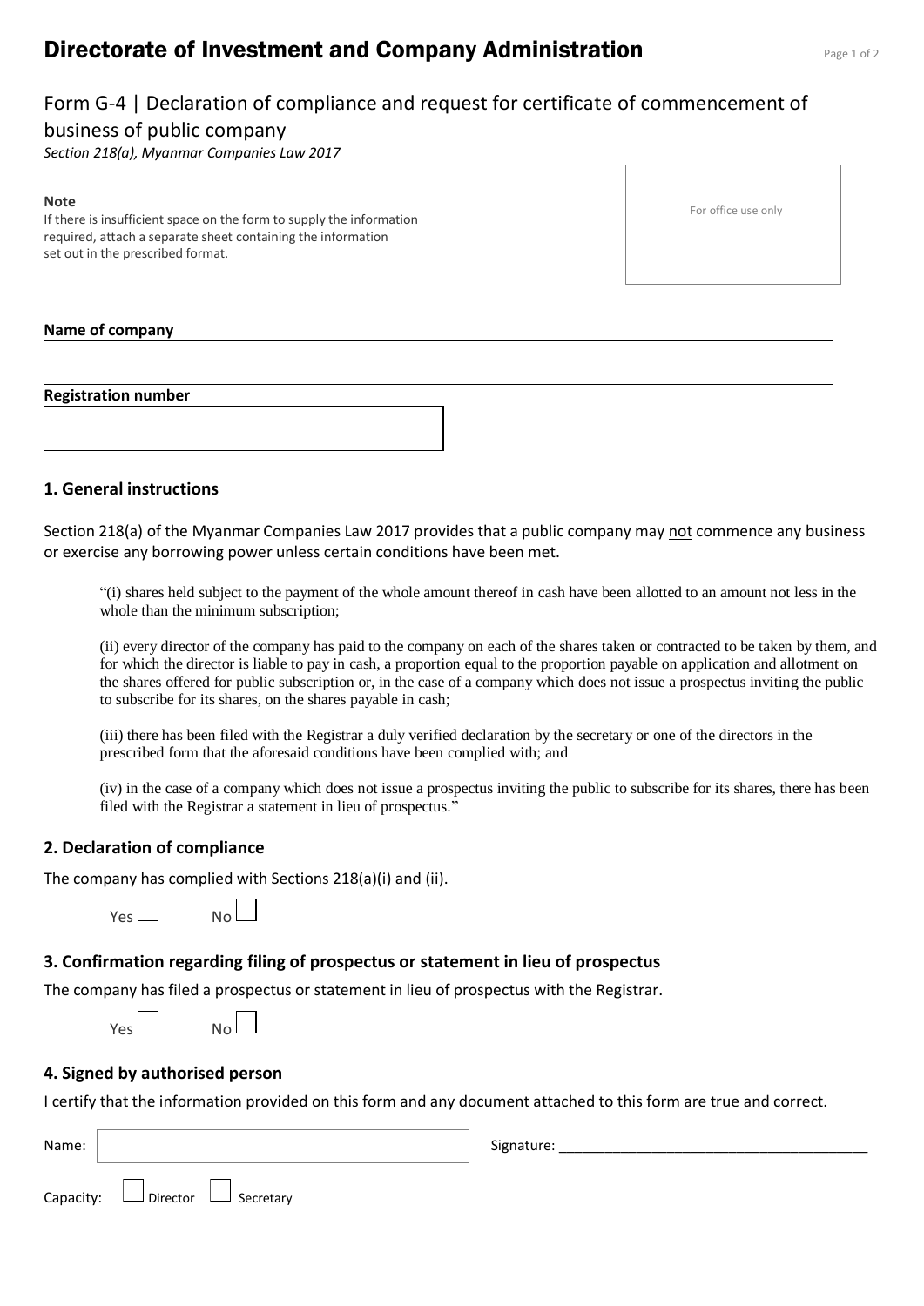# Directorate of Investment and Company Administration

## Form G-4 | Declaration of compliance and request for certificate of commencement of business of public company

*Section 218(a), Myanmar Companies Law 2017*

**Note**
If there is insufficient space on the form to supply the information required, attach a separate sheet containing the information set out in the prescribed format.

For office use only

**Name of company**

**Registration number**

### 1. General instructions

Section 218(a) of the Myanmar Companies Law 2017 provides that a public company may not commence any business or exercise any borrowing power unless certain conditions have been met.

> "(i) shares held subject to the payment of the whole amount thereof in cash have been allotted to an amount not less in the whole than the minimum subscription;
>
> (ii) every director of the company has paid to the company on each of the shares taken or contracted to be taken by them, and for which the director is liable to pay in cash, a proportion equal to the proportion payable on application and allotment on the shares offered for public subscription or, in the case of a company which does not issue a prospectus inviting the public to subscribe for its shares, on the shares payable in cash;
>
> (iii) there has been filed with the Registrar a duly verified declaration by the secretary or one of the directors in the prescribed form that the aforesaid conditions have been complied with; and
>
> (iv) in the case of a company which does not issue a prospectus inviting the public to subscribe for its shares, there has been filed with the Registrar a statement in lieu of prospectus."

### 2. Declaration of compliance

The company has complied with Sections 218(a)(i) and (ii).

Yes ☐ No ☐

### 3. Confirmation regarding filing of prospectus or statement in lieu of prospectus

The company has filed a prospectus or statement in lieu of prospectus with the Registrar.

Yes ☐ No ☐

### 4. Signed by authorised person

I certify that the information provided on this form and any document attached to this form are true and correct.

Name: Signature: ______________________________________

Capacity: ☐ Director ☐ Secretary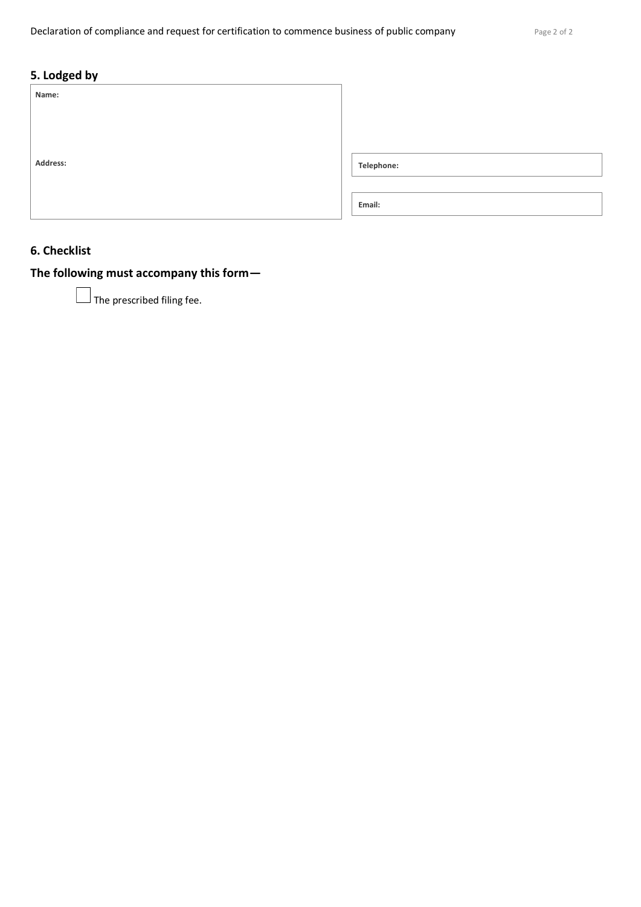## 5. Lodged by

Name:

Address:

Telephone:

Email:

## 6. Checklist

## The following must accompany this form—

☐ The prescribed filing fee.